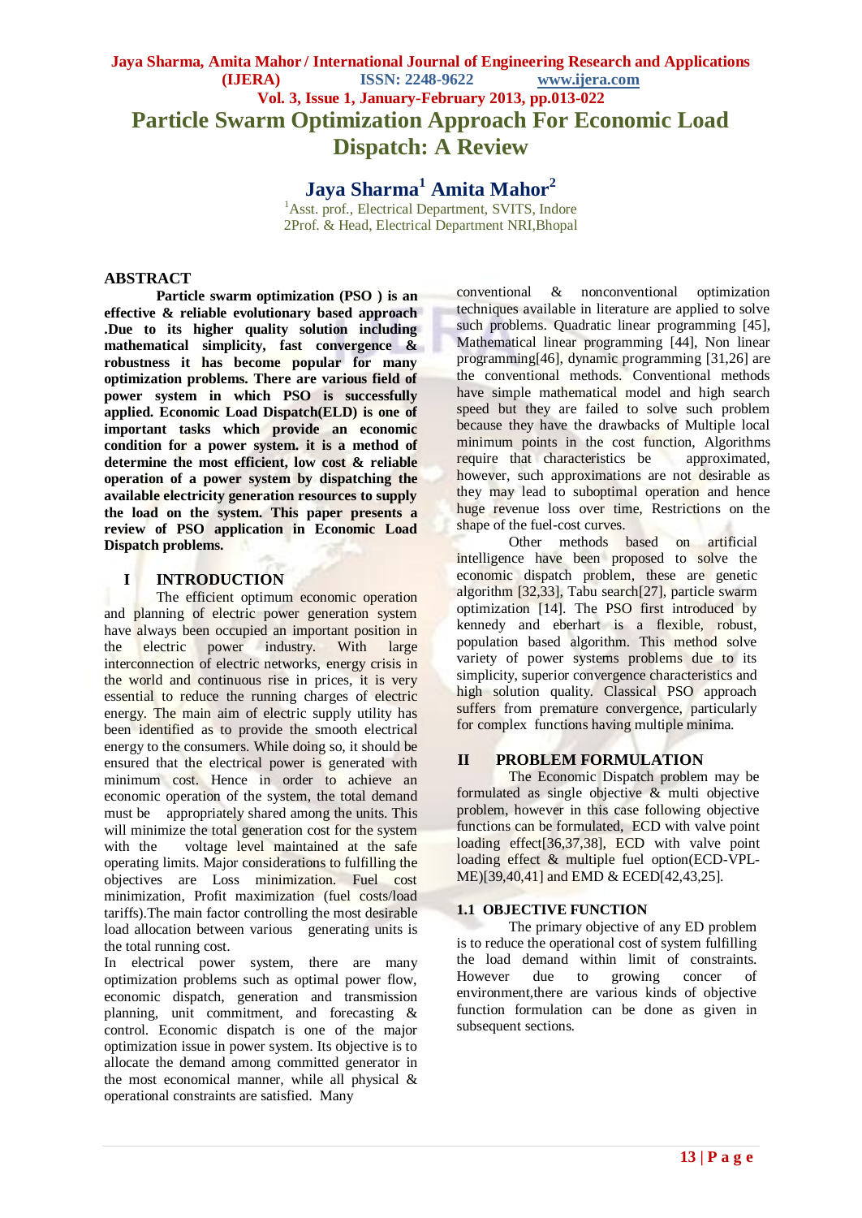# Particle Swarm Optimization Approach For Economic Load Dispatch: A Review

**Jaya Sharma[1] Amita Mahor[2]**

[1]Asst. prof., Electrical Department, SVITS, Indore
2Prof. & Head, Electrical Department NRI,Bhopal

## ABSTRACT

**Particle swarm optimization (PSO ) is an effective & reliable evolutionary based approach .Due to its higher quality solution including mathematical simplicity, fast convergence & robustness it has become popular for many optimization problems. There are various field of power system in which PSO is successfully applied. Economic Load Dispatch(ELD) is one of important tasks which provide an economic condition for a power system. it is a method of determine the most efficient, low cost & reliable operation of a power system by dispatching the available electricity generation resources to supply the load on the system. This paper presents a review of PSO application in Economic Load Dispatch problems.**

## I INTRODUCTION

The efficient optimum economic operation and planning of electric power generation system have always been occupied an important position in the electric power industry. With large interconnection of electric networks, energy crisis in the world and continuous rise in prices, it is very essential to reduce the running charges of electric energy. The main aim of electric supply utility has been identified as to provide the smooth electrical energy to the consumers. While doing so, it should be ensured that the electrical power is generated with minimum cost. Hence in order to achieve an economic operation of the system, the total demand must be appropriately shared among the units. This will minimize the total generation cost for the system with the voltage level maintained at the safe operating limits. Major considerations to fulfilling the objectives are Loss minimization. Fuel cost minimization, Profit maximization (fuel costs/load tariffs).The main factor controlling the most desirable load allocation between various generating units is the total running cost.

In electrical power system, there are many optimization problems such as optimal power flow, economic dispatch, generation and transmission planning, unit commitment, and forecasting & control. Economic dispatch is one of the major optimization issue in power system. Its objective is to allocate the demand among committed generator in the most economical manner, while all physical & operational constraints are satisfied. Many conventional & nonconventional optimization techniques available in literature are applied to solve such problems. Quadratic linear programming [45], Mathematical linear programming [44], Non linear programming[46], dynamic programming [31,26] are the conventional methods. Conventional methods have simple mathematical model and high search speed but they are failed to solve such problem because they have the drawbacks of Multiple local minimum points in the cost function, Algorithms require that characteristics be approximated, however, such approximations are not desirable as they may lead to suboptimal operation and hence huge revenue loss over time, Restrictions on the shape of the fuel-cost curves.

Other methods based on artificial intelligence have been proposed to solve the economic dispatch problem, these are genetic algorithm [32,33], Tabu search[27], particle swarm optimization [14]. The PSO first introduced by kennedy and eberhart is a flexible, robust, population based algorithm. This method solve variety of power systems problems due to its simplicity, superior convergence characteristics and high solution quality. Classical PSO approach suffers from premature convergence, particularly for complex functions having multiple minima.

## II PROBLEM FORMULATION

The Economic Dispatch problem may be formulated as single objective & multi objective problem, however in this case following objective functions can be formulated, ECD with valve point loading effect[36,37,38], ECD with valve point loading effect & multiple fuel option(ECD-VPL-ME)[39,40,41] and EMD & ECED[42,43,25].

### 1.1 OBJECTIVE FUNCTION

The primary objective of any ED problem is to reduce the operational cost of system fulfilling the load demand within limit of constraints. However due to growing concer of environment,there are various kinds of objective function formulation can be done as given in subsequent sections.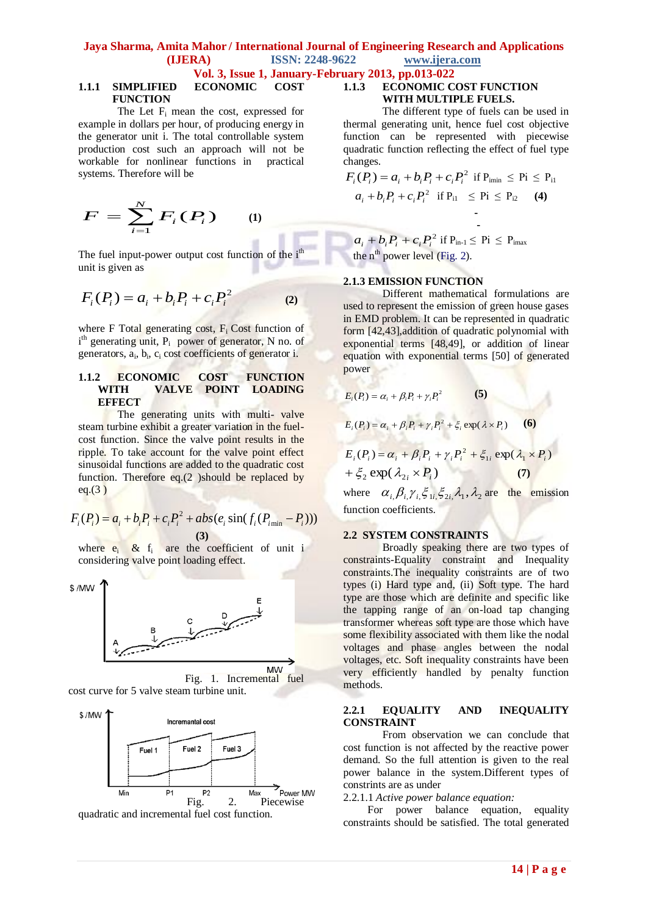### 1.1.1 SIMPLIFIED ECONOMIC COST FUNCTION

The Let $F_i$ mean the cost, expressed for example in dollars per hour, of producing energy in the generator unit i. The total controllable system production cost such an approach will not be workable for nonlinear functions in practical systems. Therefore will be

$$F = \sum_{i=1}^{N} F_i(P_i) \qquad (1)$$

The fuel input-power output cost function of the i[th] unit is given as

$$F_i(P_i) = a_i + b_i P_i + c_i P_i^2 \qquad (2)$$

where F Total generating cost, $F_i$ Cost function of i[th] generating unit, $P_i$ power of generator, N no. of generators, $a_i$, $b_i$, $c_i$ cost coefficients of generator i.

### 1.1.2 ECONOMIC COST FUNCTION WITH VALVE POINT LOADING EFFECT

The generating units with multi- valve steam turbine exhibit a greater variation in the fuel-cost function. Since the valve point results in the ripple. To take account for the valve point effect sinusoidal functions are added to the quadratic cost function. Therefore eq.(2 )should be replaced by eq.(3 )

$$F_i(P_i) = a_i + b_i P_i + c_i P_i^2 + abs(e_i \sin(f_i(P_{i\min} - P_i))) \qquad (3)$$

where $e_i$ & $f_i$ are the coefficient of unit i considering valve point loading effect.

Fig. 1. Incremental fuel cost curve for 5 valve steam turbine unit.

Fig. 2. Piecewise quadratic and incremental fuel cost function.

### 1.1.3 ECONOMIC COST FUNCTION WITH MULTIPLE FUELS.

The different type of fuels can be used in thermal generating unit, hence fuel cost objective function can be represented with piecewise quadratic function reflecting the effect of fuel type changes.

$$F_i(P_i) = a_i + b_i P_i + c_i P_i^2 \text{ if } P_{i\min} \le P_i \le P_{i1}$$

$$a_i + b_i P_i + c_i P_i^2 \text{ if } P_{i1} \le P_i \le P_{i2} \qquad (4)$$

$$-$$

$$-$$

$$a_i + b_i P_i + c_i P_i^2 \text{ if } P_{in-1} \le P_i \le P_{imax}$$

the n[th] power level (Fig. 2).

### 2.1.3 EMISSION FUNCTION

Different mathematical formulations are used to represent the emission of green house gases in EMD problem. It can be represented in quadratic form [42,43],addition of quadratic polynomial with exponential terms [48,49], or addition of linear equation with exponential terms [50] of generated power

$$E_i(P_i) = \alpha_i + \beta_i P_i + \gamma_i P_i^2 \qquad (5)$$

$$E_i(P_i) = \alpha_i + \beta_i P_i + \gamma_i P_i^2 + \xi_i \exp(\lambda \times P_i) \qquad (6)$$

$$E_i(P_i) = \alpha_i + \beta_i P_i + \gamma_i P_i^2 + \xi_{1i} \exp(\lambda_1 \times P_i) + \xi_2 \exp(\lambda_{2i} \times P_i) \qquad (7)$$

where $\alpha_i, \beta_i, \gamma_i, \xi_{1i}, \xi_{2i}, \lambda_1, \lambda_2$ are the emission function coefficients.

## 2.2 SYSTEM CONSTRAINTS

Broadly speaking there are two types of constraints-Equality constraint and Inequality constraints.The inequality constraints are of two types (i) Hard type and, (ii) Soft type. The hard type are those which are definite and specific like the tapping range of an on-load tap changing transformer whereas soft type are those which have some flexibility associated with them like the nodal voltages and phase angles between the nodal voltages, etc. Soft inequality constraints have been very efficiently handled by penalty function methods.

### 2.2.1 EQUALITY AND INEQUALITY CONSTRAINT

From observation we can conclude that cost function is not affected by the reactive power demand. So the full attention is given to the real power balance in the system.Different types of constrints are as under

2.2.1.1 *Active power balance equation:*

For power balance equation, equality constraints should be satisfied. The total generated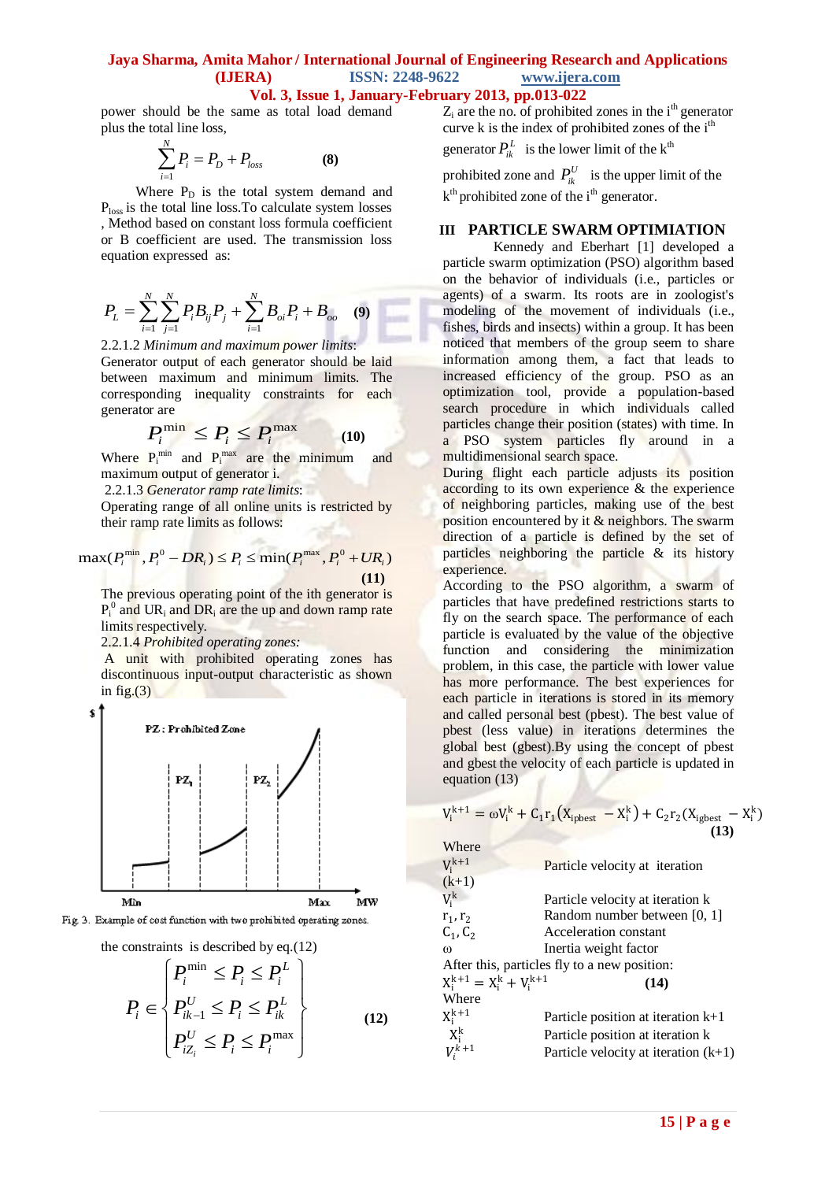power should be the same as total load demand plus the total line loss,

$$\sum_{i=1}^{N} P_i = P_D + P_{loss} \qquad \textbf{(8)}$$

Where $P_D$ is the total system demand and $P_{loss}$ is the total line loss.To calculate system losses , Method based on constant loss formula coefficient or B coefficient are used. The transmission loss equation expressed as:

$$P_L = \sum_{i=1}^{N}\sum_{j=1}^{N} P_i B_{ij} P_j + \sum_{i=1}^{N} B_{oi} P_i + B_{oo} \qquad \textbf{(9)}$$

2.2.1.2 *Minimum and maximum power limits*:

Generator output of each generator should be laid between maximum and minimum limits. The corresponding inequality constraints for each generator are

$$P_i^{\min} \leq P_i \leq P_i^{\max} \qquad \textbf{(10)}$$

Where $P_i^{min}$ and $P_i^{max}$ are the minimum and maximum output of generator i.

2.2.1.3 *Generator ramp rate limits*:

Operating range of all online units is restricted by their ramp rate limits as follows:

$$\max(P_i^{\min}, P_i^0 - DR_i) \leq P_i \leq \min(P_i^{\max}, P_i^0 + UR_i) \qquad \textbf{(11)}$$

The previous operating point of the ith generator is $P_i^0$ and $UR_i$ and $DR_i$ are the up and down ramp rate limits respectively.

2.2.1.4 *Prohibited operating zones:*

A unit with prohibited operating zones has discontinuous input-output characteristic as shown in fig.(3)

Fig 3. Example of cost function with two prohibited operating zones.

the constraints is described by eq.(12)

$$P_i \in \begin{Bmatrix} P_i^{\min} \leq P_i \leq P_i^{L} \\ P_{ik-1}^{U} \leq P_i \leq P_{ik}^{L} \\ P_{iZ_i}^{U} \leq P_i \leq P_i^{\max} \end{Bmatrix} \qquad \textbf{(12)}$$

$Z_i$ are the no. of prohibited zones in the i[th] generator curve k is the index of prohibited zones of the i[th] generator $P_{ik}^{L}$ is the lower limit of the k[th] prohibited zone and $P_{ik}^{U}$ is the upper limit of the k[th] prohibited zone of the i[th] generator.

## III PARTICLE SWARM OPTIMIATION

Kennedy and Eberhart [1] developed a particle swarm optimization (PSO) algorithm based on the behavior of individuals (i.e., particles or agents) of a swarm. Its roots are in zoologist's modeling of the movement of individuals (i.e., fishes, birds and insects) within a group. It has been noticed that members of the group seem to share information among them, a fact that leads to increased efficiency of the group. PSO as an optimization tool, provide a population-based search procedure in which individuals called particles change their position (states) with time. In a PSO system particles fly around in a multidimensional search space.

During flight each particle adjusts its position according to its own experience & the experience of neighboring particles, making use of the best position encountered by it & neighbors. The swarm direction of a particle is defined by the set of particles neighboring the particle & its history experience.

According to the PSO algorithm, a swarm of particles that have predefined restrictions starts to fly on the search space. The performance of each particle is evaluated by the value of the objective function and considering the minimization problem, in this case, the particle with lower value has more performance. The best experiences for each particle in iterations is stored in its memory and called personal best (pbest). The best value of pbest (less value) in iterations determines the global best (gbest).By using the concept of pbest and gbest the velocity of each particle is updated in equation (13)

$$V_i^{k+1} = \omega V_i^k + C_1 r_1 (X_{ipbest} - X_i^k) + C_2 r_2 (X_{igbest} - X_i^k) \qquad \textbf{(13)}$$

Where

| | |
|---|---|
| $V_i^{k+1}$ (k+1) | Particle velocity at iteration |
| $V_i^k$ | Particle velocity at iteration k |
| $r_1, r_2$ | Random number between [0, 1] |
| $C_1, C_2$ | Acceleration constant |
| ω | Inertia weight factor |

After this, particles fly to a new position:

$$X_i^{k+1} = X_i^k + V_i^{k+1} \qquad \textbf{(14)}$$

Where

| | |
|---|---|
| $X_i^{k+1}$ | Particle position at iteration k+1 |
| $X_i^k$ | Particle position at iteration k |
| $V_i^{k+1}$ | Particle velocity at iteration (k+1) |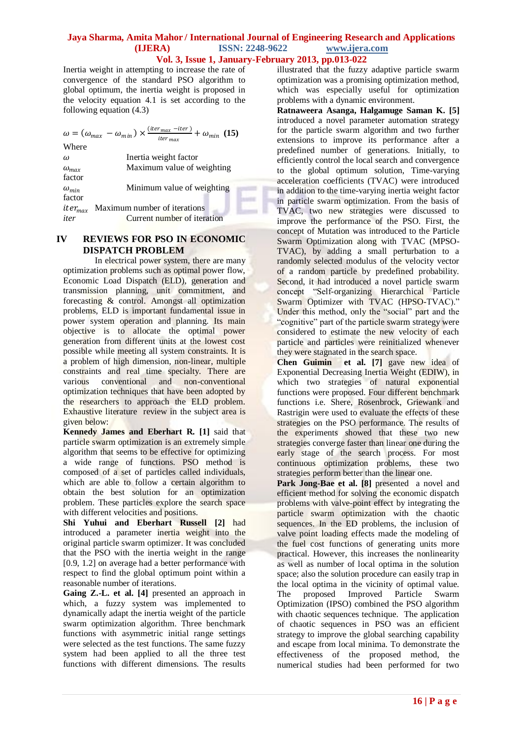Inertia weight in attempting to increase the rate of convergence of the standard PSO algorithm to global optimum, the inertia weight is proposed in the velocity equation 4.1 is set according to the following equation (4.3)

$$\omega = (\omega_{max} - \omega_{min}) \times \frac{(iter_{max} - iter)}{iter_{max}} + \omega_{min} \quad \textbf{(15)}$$

Where

$\omega$ Inertia weight factor

$\omega_{max}$ Maximum value of weighting factor

$\omega_{min}$ Minimum value of weighting factor

$iter_{max}$ Maximum number of iterations

$iter$ Current number of iteration

## IV REVIEWS FOR PSO IN ECONOMIC DISPATCH PROBLEM

In electrical power system, there are many optimization problems such as optimal power flow, Economic Load Dispatch (ELD), generation and transmission planning, unit commitment, and forecasting & control. Amongst all optimization problems, ELD is important fundamental issue in power system operation and planning. Its main objective is to allocate the optimal power generation from different units at the lowest cost possible while meeting all system constraints. It is a problem of high dimension, non-linear, multiple constraints and real time specialty. There are various conventional and non-conventional optimization techniques that have been adopted by the researchers to approach the ELD problem. Exhaustive literature review in the subject area is given below:

**Kennedy James and Eberhart R. [1]** said that particle swarm optimization is an extremely simple algorithm that seems to be effective for optimizing a wide range of functions. PSO method is composed of a set of particles called individuals, which are able to follow a certain algorithm to obtain the best solution for an optimization problem. These particles explore the search space with different velocities and positions.

**Shi Yuhui and Eberhart Russell [2]** had introduced a parameter inertia weight into the original particle swarm optimizer. It was concluded that the PSO with the inertia weight in the range [0.9, 1.2] on average had a better performance with respect to find the global optimum point within a reasonable number of iterations.

**Gaing Z.-L. et al. [4]** presented an approach in which, a fuzzy system was implemented to dynamically adapt the inertia weight of the particle swarm optimization algorithm. Three benchmark functions with asymmetric initial range settings were selected as the test functions. The same fuzzy system had been applied to all the three test functions with different dimensions. The results illustrated that the fuzzy adaptive particle swarm optimization was a promising optimization method, which was especially useful for optimization problems with a dynamic environment.

**Ratnaweera Asanga, Halgamuge Saman K. [5]** introduced a novel parameter automation strategy for the particle swarm algorithm and two further extensions to improve its performance after a predefined number of generations. Initially, to efficiently control the local search and convergence to the global optimum solution, Time-varying acceleration coefficients (TVAC) were introduced in addition to the time-varying inertia weight factor in particle swarm optimization. From the basis of TVAC, two new strategies were discussed to improve the performance of the PSO. First, the concept of Mutation was introduced to the Particle Swarm Optimization along with TVAC (MPSO-TVAC), by adding a small perturbation to a randomly selected modulus of the velocity vector of a random particle by predefined probability. Second, it had introduced a novel particle swarm concept "Self-organizing Hierarchical Particle Swarm Optimizer with TVAC (HPSO-TVAC)." Under this method, only the "social" part and the "cognitive" part of the particle swarm strategy were considered to estimate the new velocity of each particle and particles were reinitialized whenever they were stagnated in the search space.

**Chen Guimin et al. [7]** gave new idea of Exponential Decreasing Inertia Weight (EDIW), in which two strategies of natural exponential functions were proposed. Four different benchmark functions i.e. Shere, Rosenbrock, Griewank and Rastrigin were used to evaluate the effects of these strategies on the PSO performance. The results of the experiments showed that these two new strategies converge faster than linear one during the early stage of the search process. For most continuous optimization problems, these two strategies perform better than the linear one.

**Park Jong-Bae et al. [8]** presented a novel and efficient method for solving the economic dispatch problems with valve-point effect by integrating the particle swarm optimization with the chaotic sequences. In the ED problems, the inclusion of valve point loading effects made the modeling of the fuel cost functions of generating units more practical. However, this increases the nonlinearity as well as number of local optima in the solution space; also the solution procedure can easily trap in the local optima in the vicinity of optimal value. The proposed Improved Particle Swarm Optimization (IPSO) combined the PSO algorithm with chaotic sequences technique. The application of chaotic sequences in PSO was an efficient strategy to improve the global searching capability and escape from local minima. To demonstrate the effectiveness of the proposed method, the numerical studies had been performed for two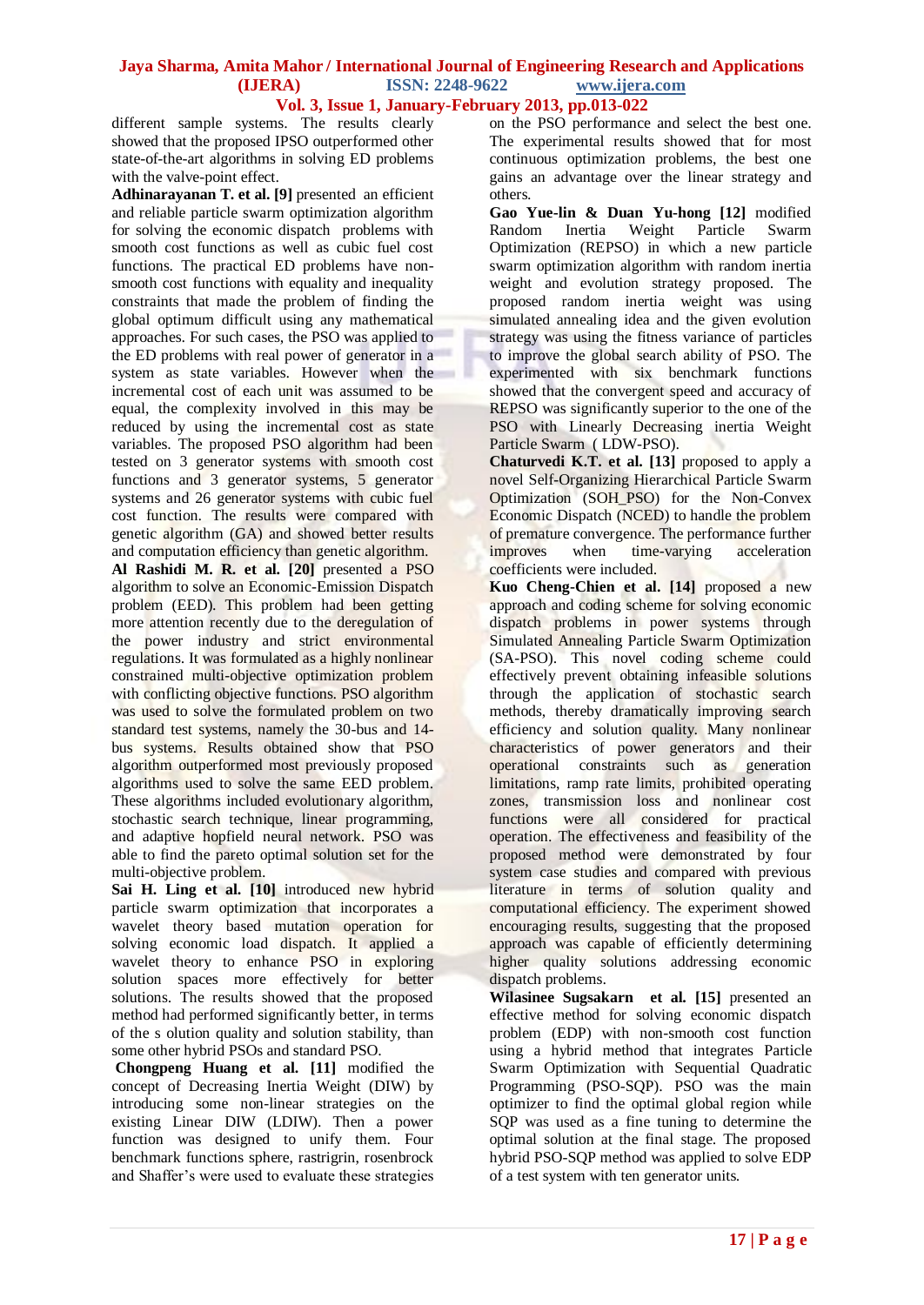different sample systems. The results clearly showed that the proposed IPSO outperformed other state-of-the-art algorithms in solving ED problems with the valve-point effect.

**Adhinarayanan T. et al. [9]** presented an efficient and reliable particle swarm optimization algorithm for solving the economic dispatch problems with smooth cost functions as well as cubic fuel cost functions. The practical ED problems have non-smooth cost functions with equality and inequality constraints that made the problem of finding the global optimum difficult using any mathematical approaches. For such cases, the PSO was applied to the ED problems with real power of generator in a system as state variables. However when the incremental cost of each unit was assumed to be equal, the complexity involved in this may be reduced by using the incremental cost as state variables. The proposed PSO algorithm had been tested on 3 generator systems with smooth cost functions and 3 generator systems, 5 generator systems and 26 generator systems with cubic fuel cost function. The results were compared with genetic algorithm (GA) and showed better results and computation efficiency than genetic algorithm.

**Al Rashidi M. R. et al. [20]** presented a PSO algorithm to solve an Economic-Emission Dispatch problem (EED). This problem had been getting more attention recently due to the deregulation of the power industry and strict environmental regulations. It was formulated as a highly nonlinear constrained multi-objective optimization problem with conflicting objective functions. PSO algorithm was used to solve the formulated problem on two standard test systems, namely the 30-bus and 14-bus systems. Results obtained show that PSO algorithm outperformed most previously proposed algorithms used to solve the same EED problem. These algorithms included evolutionary algorithm, stochastic search technique, linear programming, and adaptive hopfield neural network. PSO was able to find the pareto optimal solution set for the multi-objective problem.

**Sai H. Ling et al. [10]** introduced new hybrid particle swarm optimization that incorporates a wavelet theory based mutation operation for solving economic load dispatch. It applied a wavelet theory to enhance PSO in exploring solution spaces more effectively for better solutions. The results showed that the proposed method had performed significantly better, in terms of the s olution quality and solution stability, than some other hybrid PSOs and standard PSO.

**Chongpeng Huang et al. [11]** modified the concept of Decreasing Inertia Weight (DIW) by introducing some non-linear strategies on the existing Linear DIW (LDIW). Then a power function was designed to unify them. Four benchmark functions sphere, rastrigrin, rosenbrock and Shaffer's were used to evaluate these strategies on the PSO performance and select the best one. The experimental results showed that for most continuous optimization problems, the best one gains an advantage over the linear strategy and others.

**Gao Yue-lin & Duan Yu-hong [12]** modified Random Inertia Weight Particle Swarm Optimization (REPSO) in which a new particle swarm optimization algorithm with random inertia weight and evolution strategy proposed. The proposed random inertia weight was using simulated annealing idea and the given evolution strategy was using the fitness variance of particles to improve the global search ability of PSO. The experimented with six benchmark functions showed that the convergent speed and accuracy of REPSO was significantly superior to the one of the PSO with Linearly Decreasing inertia Weight Particle Swarm ( LDW-PSO).

**Chaturvedi K.T. et al. [13]** proposed to apply a novel Self-Organizing Hierarchical Particle Swarm Optimization (SOH_PSO) for the Non-Convex Economic Dispatch (NCED) to handle the problem of premature convergence. The performance further improves when time-varying acceleration coefficients were included.

**Kuo Cheng-Chien et al. [14]** proposed a new approach and coding scheme for solving economic dispatch problems in power systems through Simulated Annealing Particle Swarm Optimization (SA-PSO). This novel coding scheme could effectively prevent obtaining infeasible solutions through the application of stochastic search methods, thereby dramatically improving search efficiency and solution quality. Many nonlinear characteristics of power generators and their operational constraints such as generation limitations, ramp rate limits, prohibited operating zones, transmission loss and nonlinear cost functions were all considered for practical operation. The effectiveness and feasibility of the proposed method were demonstrated by four system case studies and compared with previous literature in terms of solution quality and computational efficiency. The experiment showed encouraging results, suggesting that the proposed approach was capable of efficiently determining higher quality solutions addressing economic dispatch problems.

**Wilasinee Sugsakarn et al. [15]** presented an effective method for solving economic dispatch problem (EDP) with non-smooth cost function using a hybrid method that integrates Particle Swarm Optimization with Sequential Quadratic Programming (PSO-SQP). PSO was the main optimizer to find the optimal global region while SQP was used as a fine tuning to determine the optimal solution at the final stage. The proposed hybrid PSO-SQP method was applied to solve EDP of a test system with ten generator units.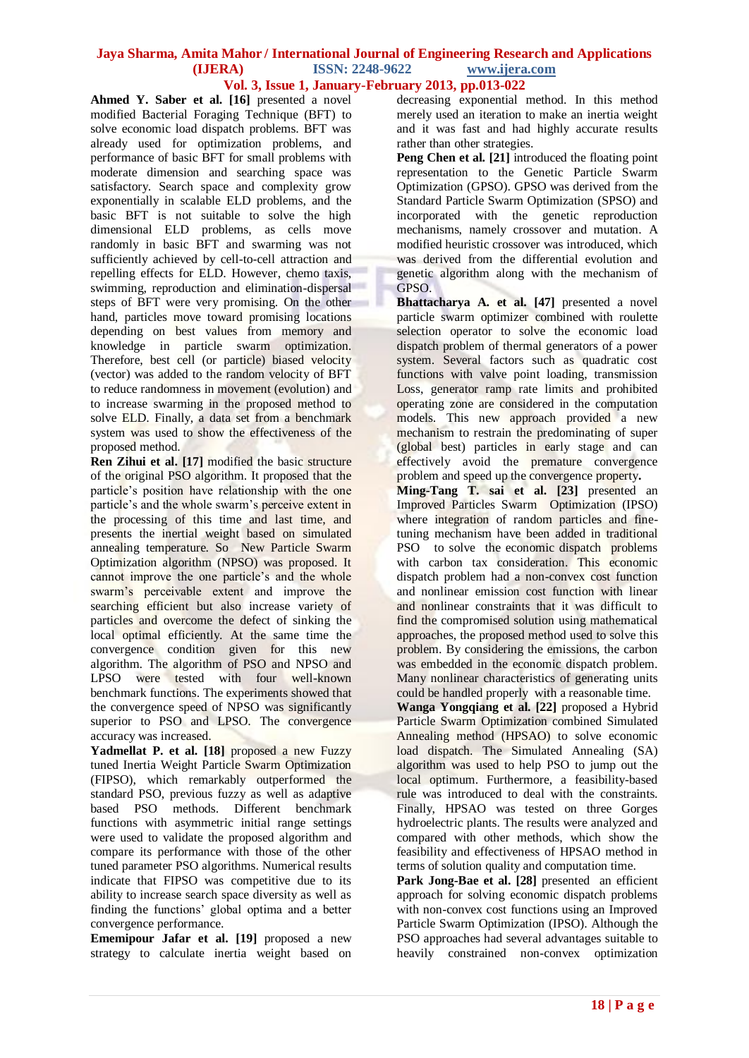**Ahmed Y. Saber et al. [16]** presented a novel modified Bacterial Foraging Technique (BFT) to solve economic load dispatch problems. BFT was already used for optimization problems, and performance of basic BFT for small problems with moderate dimension and searching space was satisfactory. Search space and complexity grow exponentially in scalable ELD problems, and the basic BFT is not suitable to solve the high dimensional ELD problems, as cells move randomly in basic BFT and swarming was not sufficiently achieved by cell-to-cell attraction and repelling effects for ELD. However, chemo taxis, swimming, reproduction and elimination-dispersal steps of BFT were very promising. On the other hand, particles move toward promising locations depending on best values from memory and knowledge in particle swarm optimization. Therefore, best cell (or particle) biased velocity (vector) was added to the random velocity of BFT to reduce randomness in movement (evolution) and to increase swarming in the proposed method to solve ELD. Finally, a data set from a benchmark system was used to show the effectiveness of the proposed method.

**Ren Zihui et al. [17]** modified the basic structure of the original PSO algorithm. It proposed that the particle's position have relationship with the one particle's and the whole swarm's perceive extent in the processing of this time and last time, and presents the inertial weight based on simulated annealing temperature. So New Particle Swarm Optimization algorithm (NPSO) was proposed. It cannot improve the one particle's and the whole swarm's perceivable extent and improve the searching efficient but also increase variety of particles and overcome the defect of sinking the local optimal efficiently. At the same time the convergence condition given for this new algorithm. The algorithm of PSO and NPSO and LPSO were tested with four well-known benchmark functions. The experiments showed that the convergence speed of NPSO was significantly superior to PSO and LPSO. The convergence accuracy was increased.

**Yadmellat P. et al. [18]** proposed a new Fuzzy tuned Inertia Weight Particle Swarm Optimization (FIPSO), which remarkably outperformed the standard PSO, previous fuzzy as well as adaptive based PSO methods. Different benchmark functions with asymmetric initial range settings were used to validate the proposed algorithm and compare its performance with those of the other tuned parameter PSO algorithms. Numerical results indicate that FIPSO was competitive due to its ability to increase search space diversity as well as finding the functions' global optima and a better convergence performance.

**Ememipour Jafar et al. [19]** proposed a new strategy to calculate inertia weight based on decreasing exponential method. In this method merely used an iteration to make an inertia weight and it was fast and had highly accurate results rather than other strategies.

**Peng Chen et al. [21]** introduced the floating point representation to the Genetic Particle Swarm Optimization (GPSO). GPSO was derived from the Standard Particle Swarm Optimization (SPSO) and incorporated with the genetic reproduction mechanisms, namely crossover and mutation. A modified heuristic crossover was introduced, which was derived from the differential evolution and genetic algorithm along with the mechanism of GPSO.

**Bhattacharya A. et al. [47]** presented a novel particle swarm optimizer combined with roulette selection operator to solve the economic load dispatch problem of thermal generators of a power system. Several factors such as quadratic cost functions with valve point loading, transmission Loss, generator ramp rate limits and prohibited operating zone are considered in the computation models. This new approach provided a new mechanism to restrain the predominating of super (global best) particles in early stage and can effectively avoid the premature convergence problem and speed up the convergence property**.**

**Ming-Tang T. sai et al. [23]** presented an Improved Particles Swarm Optimization (IPSO) where integration of random particles and fine-tuning mechanism have been added in traditional PSO to solve the economic dispatch problems with carbon tax consideration. This economic dispatch problem had a non-convex cost function and nonlinear emission cost function with linear and nonlinear constraints that it was difficult to find the compromised solution using mathematical approaches, the proposed method used to solve this problem. By considering the emissions, the carbon was embedded in the economic dispatch problem. Many nonlinear characteristics of generating units could be handled properly with a reasonable time.

**Wanga Yongqiang et al. [22]** proposed a Hybrid Particle Swarm Optimization combined Simulated Annealing method (HPSAO) to solve economic load dispatch. The Simulated Annealing (SA) algorithm was used to help PSO to jump out the local optimum. Furthermore, a feasibility-based rule was introduced to deal with the constraints. Finally, HPSAO was tested on three Gorges hydroelectric plants. The results were analyzed and compared with other methods, which show the feasibility and effectiveness of HPSAO method in terms of solution quality and computation time.

**Park Jong-Bae et al. [28]** presented an efficient approach for solving economic dispatch problems with non-convex cost functions using an Improved Particle Swarm Optimization (IPSO). Although the PSO approaches had several advantages suitable to heavily constrained non-convex optimization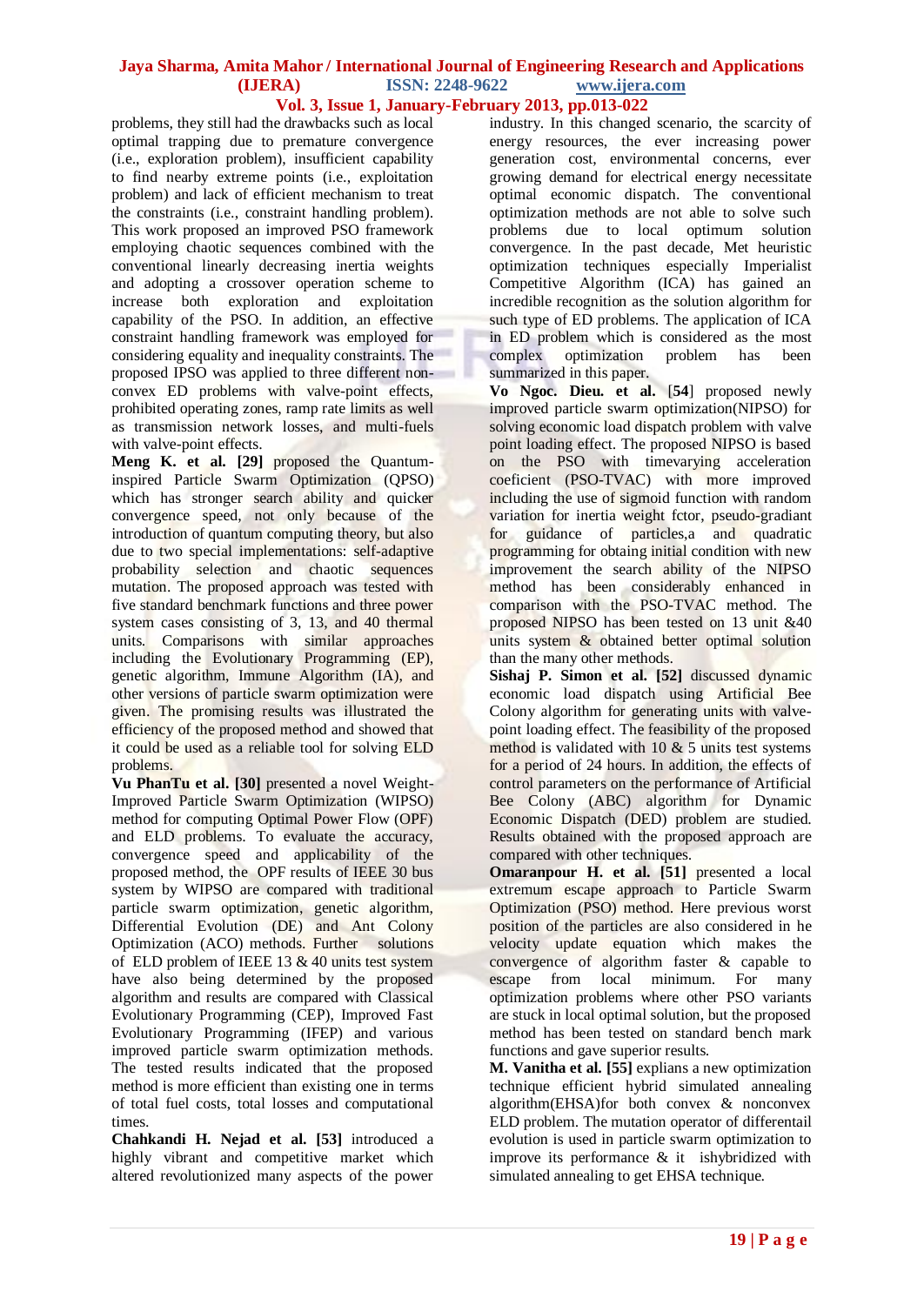problems, they still had the drawbacks such as local optimal trapping due to premature convergence (i.e., exploration problem), insufficient capability to find nearby extreme points (i.e., exploitation problem) and lack of efficient mechanism to treat the constraints (i.e., constraint handling problem). This work proposed an improved PSO framework employing chaotic sequences combined with the conventional linearly decreasing inertia weights and adopting a crossover operation scheme to increase both exploration and exploitation capability of the PSO. In addition, an effective constraint handling framework was employed for considering equality and inequality constraints. The proposed IPSO was applied to three different non-convex ED problems with valve-point effects, prohibited operating zones, ramp rate limits as well as transmission network losses, and multi-fuels with valve-point effects.

**Meng K. et al. [29]** proposed the Quantum-inspired Particle Swarm Optimization (QPSO) which has stronger search ability and quicker convergence speed, not only because of the introduction of quantum computing theory, but also due to two special implementations: self-adaptive probability selection and chaotic sequences mutation. The proposed approach was tested with five standard benchmark functions and three power system cases consisting of 3, 13, and 40 thermal units. Comparisons with similar approaches including the Evolutionary Programming (EP), genetic algorithm, Immune Algorithm (IA), and other versions of particle swarm optimization were given. The promising results was illustrated the efficiency of the proposed method and showed that it could be used as a reliable tool for solving ELD problems.

**Vu PhanTu et al. [30]** presented a novel Weight-Improved Particle Swarm Optimization (WIPSO) method for computing Optimal Power Flow (OPF) and ELD problems. To evaluate the accuracy, convergence speed and applicability of the proposed method, the OPF results of IEEE 30 bus system by WIPSO are compared with traditional particle swarm optimization, genetic algorithm, Differential Evolution (DE) and Ant Colony Optimization (ACO) methods. Further solutions of ELD problem of IEEE 13 & 40 units test system have also being determined by the proposed algorithm and results are compared with Classical Evolutionary Programming (CEP), Improved Fast Evolutionary Programming (IFEP) and various improved particle swarm optimization methods. The tested results indicated that the proposed method is more efficient than existing one in terms of total fuel costs, total losses and computational times.

**Chahkandi H. Nejad et al. [53]** introduced a highly vibrant and competitive market which altered revolutionized many aspects of the power industry. In this changed scenario, the scarcity of energy resources, the ever increasing power generation cost, environmental concerns, ever growing demand for electrical energy necessitate optimal economic dispatch. The conventional optimization methods are not able to solve such problems due to local optimum solution convergence. In the past decade, Met heuristic optimization techniques especially Imperialist Competitive Algorithm (ICA) has gained an incredible recognition as the solution algorithm for such type of ED problems. The application of ICA in ED problem which is considered as the most complex optimization problem has been summarized in this paper.

**Vo Ngoc. Dieu. et al.** [**54**] proposed newly improved particle swarm optimization(NIPSO) for solving economic load dispatch problem with valve point loading effect. The proposed NIPSO is based on the PSO with timevarying acceleration coeficient (PSO-TVAC) with more improved including the use of sigmoid function with random variation for inertia weight fctor, pseudo-gradiant for guidance of particles,a and quadratic programming for obtaing initial condition with new improvement the search ability of the NIPSO method has been considerably enhanced in comparison with the PSO-TVAC method. The proposed NIPSO has been tested on 13 unit &40 units system & obtained better optimal solution than the many other methods.

**Sishaj P. Simon et al. [52]** discussed dynamic economic load dispatch using Artificial Bee Colony algorithm for generating units with valve-point loading effect. The feasibility of the proposed method is validated with 10 & 5 units test systems for a period of 24 hours. In addition, the effects of control parameters on the performance of Artificial Bee Colony (ABC) algorithm for Dynamic Economic Dispatch (DED) problem are studied. Results obtained with the proposed approach are compared with other techniques.

**Omaranpour H. et al. [51]** presented a local extremum escape approach to Particle Swarm Optimization (PSO) method. Here previous worst position of the particles are also considered in he velocity update equation which makes the convergence of algorithm faster & capable to escape from local minimum. For many optimization problems where other PSO variants are stuck in local optimal solution, but the proposed method has been tested on standard bench mark functions and gave superior results.

**M. Vanitha et al. [55]** explians a new optimization technique efficient hybrid simulated annealing algorithm(EHSA)for both convex & nonconvex ELD problem. The mutation operator of differentail evolution is used in particle swarm optimization to improve its performance & it ishybridized with simulated annealing to get EHSA technique.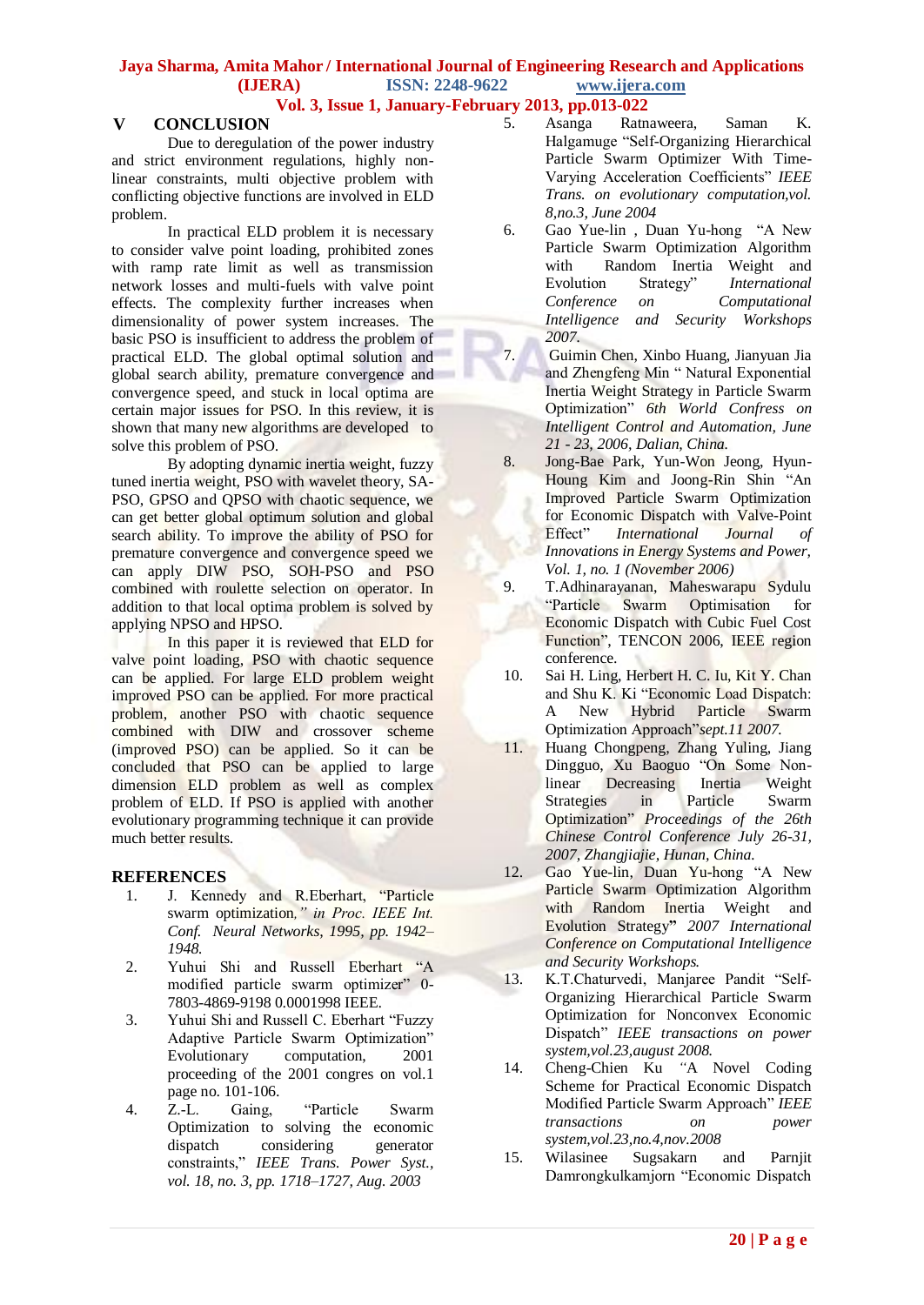## V CONCLUSION

Due to deregulation of the power industry and strict environment regulations, highly non-linear constraints, multi objective problem with conflicting objective functions are involved in ELD problem.

In practical ELD problem it is necessary to consider valve point loading, prohibited zones with ramp rate limit as well as transmission network losses and multi-fuels with valve point effects. The complexity further increases when dimensionality of power system increases. The basic PSO is insufficient to address the problem of practical ELD. The global optimal solution and global search ability, premature convergence and convergence speed, and stuck in local optima are certain major issues for PSO. In this review, it is shown that many new algorithms are developed to solve this problem of PSO.

By adopting dynamic inertia weight, fuzzy tuned inertia weight, PSO with wavelet theory, SA-PSO, GPSO and QPSO with chaotic sequence, we can get better global optimum solution and global search ability. To improve the ability of PSO for premature convergence and convergence speed we can apply DIW PSO, SOH-PSO and PSO combined with roulette selection on operator. In addition to that local optima problem is solved by applying NPSO and HPSO.

In this paper it is reviewed that ELD for valve point loading, PSO with chaotic sequence can be applied. For large ELD problem weight improved PSO can be applied. For more practical problem, another PSO with chaotic sequence combined with DIW and crossover scheme (improved PSO) can be applied. So it can be concluded that PSO can be applied to large dimension ELD problem as well as complex problem of ELD. If PSO is applied with another evolutionary programming technique it can provide much better results.

## REFERENCES

1. J. Kennedy and R.Eberhart, "Particle swarm optimization*," in Proc. IEEE Int. Conf. Neural Networks, 1995, pp. 1942–1948.*
2. Yuhui Shi and Russell Eberhart "A modified particle swarm optimizer" 0-7803-4869-9198 0.0001998 IEEE.
3. Yuhui Shi and Russell C. Eberhart "Fuzzy Adaptive Particle Swarm Optimization" Evolutionary computation, 2001 proceeding of the 2001 congres on vol.1 page no. 101-106.
4. Z.-L. Gaing, "Particle Swarm Optimization to solving the economic dispatch considering generator constraints," *IEEE Trans. Power Syst., vol. 18, no. 3, pp. 1718–1727, Aug. 2003*
5. Asanga Ratnaweera, Saman K. Halgamuge "Self-Organizing Hierarchical Particle Swarm Optimizer With Time-Varying Acceleration Coefficients" *IEEE Trans. on evolutionary computation,vol. 8,no.3, June 2004*
6. Gao Yue-lin , Duan Yu-hong "A New Particle Swarm Optimization Algorithm with Random Inertia Weight and Evolution Strategy" *International Conference on Computational Intelligence and Security Workshops 2007.*
7. Guimin Chen, Xinbo Huang, Jianyuan Jia and Zhengfeng Min " Natural Exponential Inertia Weight Strategy in Particle Swarm Optimization" *6th World Confress on Intelligent Control and Automation, June 21 - 23, 2006, Dalian, China.*
8. Jong-Bae Park, Yun-Won Jeong, Hyun-Houng Kim and Joong-Rin Shin "An Improved Particle Swarm Optimization for Economic Dispatch with Valve-Point Effect" *International Journal of Innovations in Energy Systems and Power, Vol. 1, no. 1 (November 2006)*
9. T.Adhinarayanan, Maheswarapu Sydulu "Particle Swarm Optimisation for Economic Dispatch with Cubic Fuel Cost Function", TENCON 2006, IEEE region conference.
10. Sai H. Ling, Herbert H. C. Iu, Kit Y. Chan and Shu K. Ki "Economic Load Dispatch: A New Hybrid Particle Swarm Optimization Approach"*sept.11 2007.*
11. Huang Chongpeng, Zhang Yuling, Jiang Dingguo, Xu Baoguo "On Some Non-linear Decreasing Inertia Weight Strategies in Particle Swarm Optimization" *Proceedings of the 26th Chinese Control Conference July 26-31, 2007, Zhangjiajie, Hunan, China.*
12. Gao Yue-lin, Duan Yu-hong "A New Particle Swarm Optimization Algorithm with Random Inertia Weight and Evolution Strategy" *2007 International Conference on Computational Intelligence and Security Workshops.*
13. K.T.Chaturvedi, Manjaree Pandit "Self-Organizing Hierarchical Particle Swarm Optimization for Nonconvex Economic Dispatch" *IEEE transactions on power system,vol.23,august 2008.*
14. Cheng-Chien Ku "A Novel Coding Scheme for Practical Economic Dispatch Modified Particle Swarm Approach" *IEEE transactions on power system,vol.23,no.4,nov.2008*
15. Wilasinee Sugsakarn and Parnjit Damrongkulkamjorn "Economic Dispatch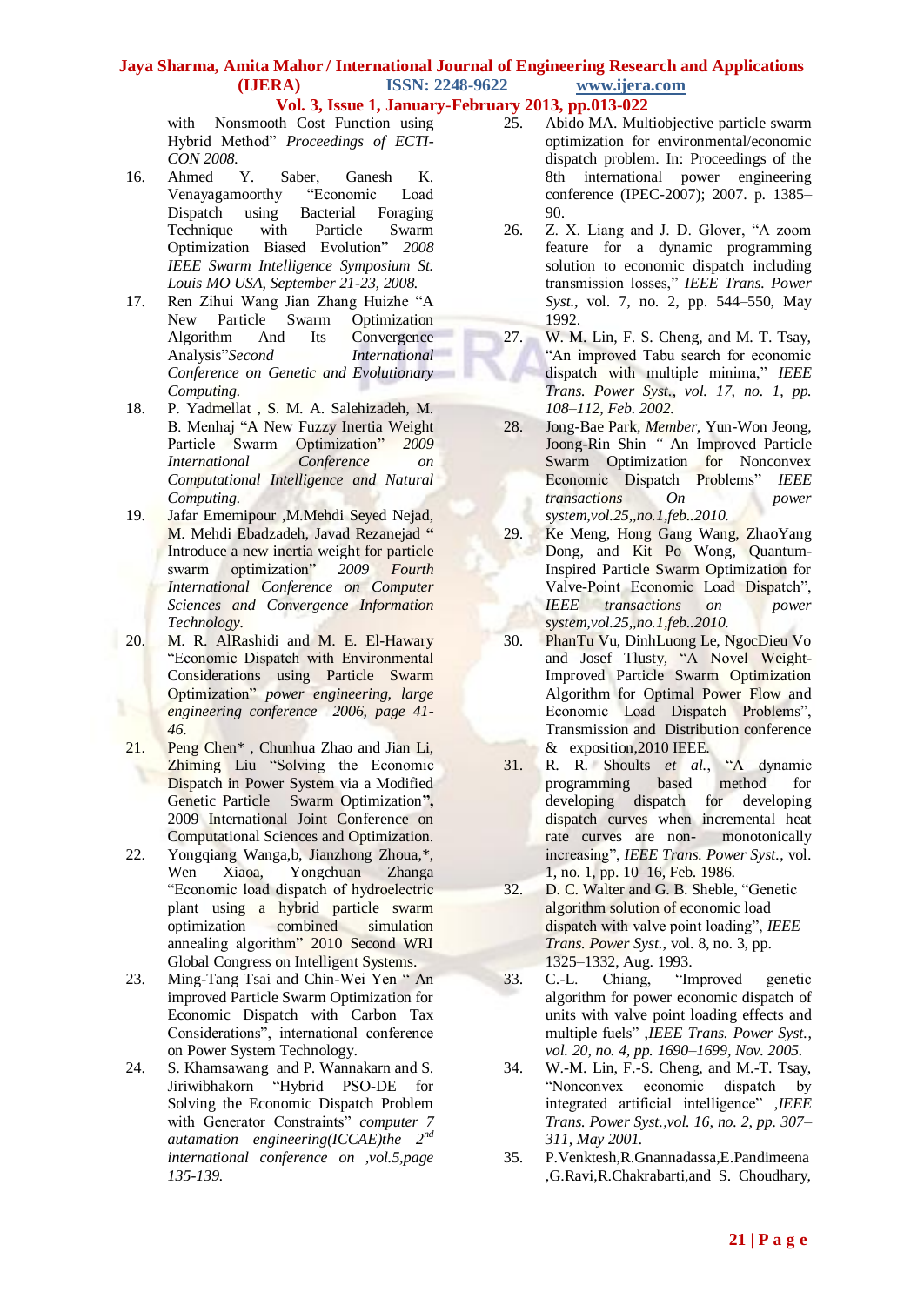with Nonsmooth Cost Function using Hybrid Method" *Proceedings of ECTI-CON 2008.*

16. Ahmed Y. Saber, Ganesh K. Venayagamoorthy "Economic Load Dispatch using Bacterial Foraging Technique with Particle Swarm Optimization Biased Evolution" *2008 IEEE Swarm Intelligence Symposium St. Louis MO USA, September 21-23, 2008.*
17. Ren Zihui Wang Jian Zhang Huizhe "A New Particle Swarm Optimization Algorithm And Its Convergence Analysis"*Second International Conference on Genetic and Evolutionary Computing.*
18. P. Yadmellat , S. M. A. Salehizadeh, M. B. Menhaj "A New Fuzzy Inertia Weight Particle Swarm Optimization" *2009 International Conference on Computational Intelligence and Natural Computing.*
19. Jafar Ememipour ,M.Mehdi Seyed Nejad, M. Mehdi Ebadzadeh, Javad Rezanejad **"** Introduce a new inertia weight for particle swarm optimization" *2009 Fourth International Conference on Computer Sciences and Convergence Information Technology.*
20. M. R. AlRashidi and M. E. El-Hawary "Economic Dispatch with Environmental Considerations using Particle Swarm Optimization" *power engineering, large engineering conference 2006, page 41-46.*
21. Peng Chen* , Chunhua Zhao and Jian Li, Zhiming Liu "Solving the Economic Dispatch in Power System via a Modified Genetic Particle Swarm Optimization**",** 2009 International Joint Conference on Computational Sciences and Optimization.
22. Yongqiang Wanga,b, Jianzhong Zhoua,*, Wen Xiaoa, Yongchuan Zhanga "Economic load dispatch of hydroelectric plant using a hybrid particle swarm optimization combined simulation annealing algorithm" 2010 Second WRI Global Congress on Intelligent Systems.
23. Ming-Tang Tsai and Chin-Wei Yen " An improved Particle Swarm Optimization for Economic Dispatch with Carbon Tax Considerations", international conference on Power System Technology.
24. S. Khamsawang and P. Wannakarn and S. Jiriwibhakorn "Hybrid PSO-DE for Solving the Economic Dispatch Problem with Generator Constraints" *computer 7 autamation engineering(ICCAE)the 2nd international conference on ,vol.5,page 135-139.*
25. Abido MA. Multiobjective particle swarm optimization for environmental/economic dispatch problem. In: Proceedings of the 8th international power engineering conference (IPEC-2007); 2007. p. 1385–90.
26. Z. X. Liang and J. D. Glover, "A zoom feature for a dynamic programming solution to economic dispatch including transmission losses," *IEEE Trans. Power Syst.*, vol. 7, no. 2, pp. 544–550, May 1992.
27. W. M. Lin, F. S. Cheng, and M. T. Tsay, "An improved Tabu search for economic dispatch with multiple minima," *IEEE Trans. Power Syst., vol. 17, no. 1, pp. 108–112, Feb. 2002.*
28. Jong-Bae Park, *Member,* Yun-Won Jeong, Joong-Rin Shin " An Improved Particle Swarm Optimization for Nonconvex Economic Dispatch Problems" *IEEE transactions On power system,vol.25,,no.1,feb..2010.*
29. Ke Meng, Hong Gang Wang, ZhaoYang Dong, and Kit Po Wong, Quantum-Inspired Particle Swarm Optimization for Valve-Point Economic Load Dispatch", *IEEE transactions on power system,vol.25,,no.1,feb..2010.*
30. PhanTu Vu, DinhLuong Le, NgocDieu Vo and Josef Tlusty, "A Novel Weight-Improved Particle Swarm Optimization Algorithm for Optimal Power Flow and Economic Load Dispatch Problems", Transmission and Distribution conference & exposition,2010 IEEE.
31. R. R. Shoults *et al.*, "A dynamic programming based method for developing dispatch curves when incremental heat rate curves are non- monotonically increasing", *IEEE Trans. Power Syst.*, vol. 1, no. 1, pp. 10–16, Feb. 1986.
32. D. C. Walter and G. B. Sheble, "Genetic algorithm solution of economic load dispatch with valve point loading", *IEEE Trans. Power Syst.*, vol. 8, no. 3, pp. 1325–1332, Aug. 1993.
33. C.-L. Chiang, "Improved genetic algorithm for power economic dispatch of units with valve point loading effects and multiple fuels" ,*IEEE Trans. Power Syst., vol. 20, no. 4, pp. 1690–1699, Nov. 2005.*
34. W.-M. Lin, F.-S. Cheng, and M.-T. Tsay, "Nonconvex economic dispatch by integrated artificial intelligence" ,*IEEE Trans. Power Syst.,vol. 16, no. 2, pp. 307–311, May 2001.*
35. P.Venktesh,R.Gnannadassa,E.Pandimeena ,G.Ravi,R.Chakrabarti,and S. Choudhary,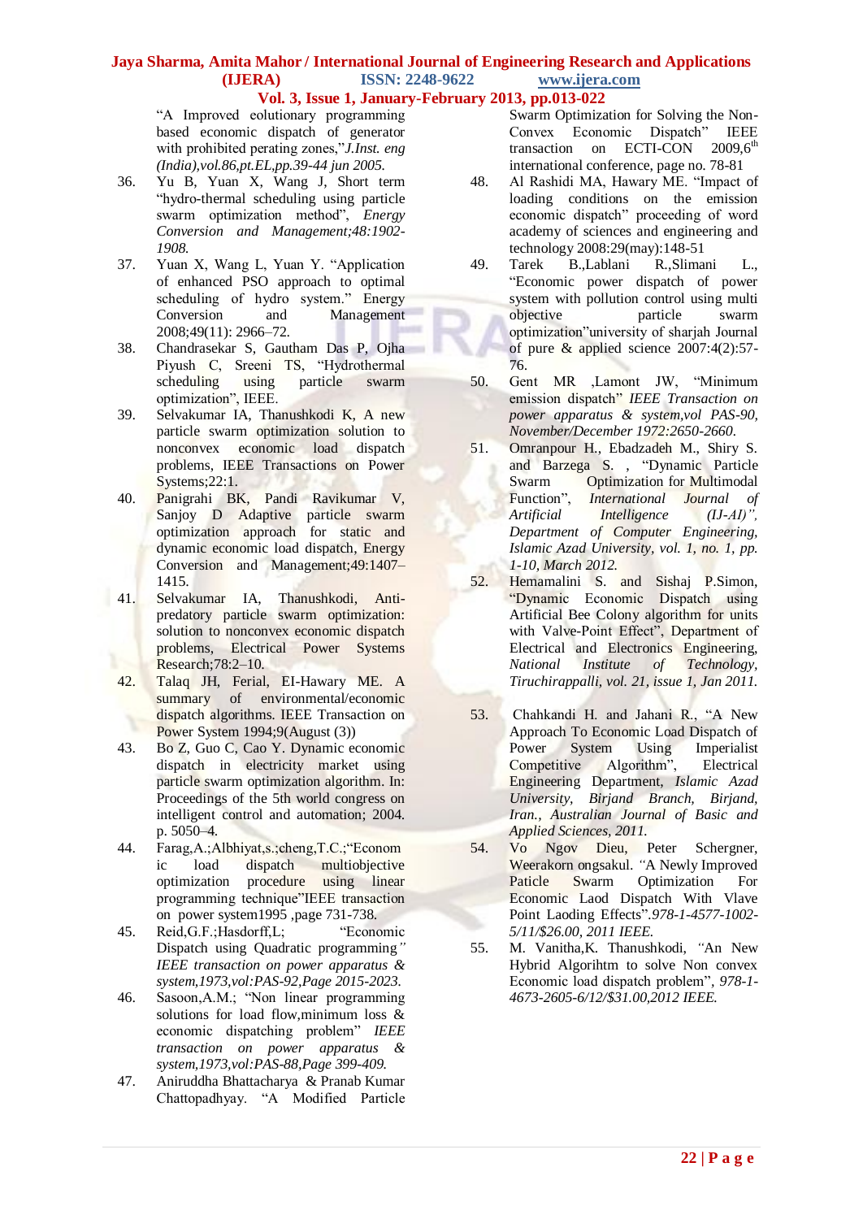"A Improved eolutionary programming based economic dispatch of generator with prohibited perating zones,"*J.Inst. eng (India),vol.86,pt.EL,pp.39-44 jun 2005.*

36. Yu B, Yuan X, Wang J, Short term "hydro-thermal scheduling using particle swarm optimization method", *Energy Conversion and Management;48:1902-1908.*
37. Yuan X, Wang L, Yuan Y. "Application of enhanced PSO approach to optimal scheduling of hydro system." Energy Conversion and Management 2008;49(11): 2966–72.
38. Chandrasekar S, Gautham Das P, Ojha Piyush C, Sreeni TS, "Hydrothermal scheduling using particle swarm optimization", IEEE.
39. Selvakumar IA, Thanushkodi K, A new particle swarm optimization solution to nonconvex economic load dispatch problems, IEEE Transactions on Power Systems;22:1.
40. Panigrahi BK, Pandi Ravikumar V, Sanjoy D Adaptive particle swarm optimization approach for static and dynamic economic load dispatch, Energy Conversion and Management;49:1407–1415.
41. Selvakumar IA, Thanushkodi, Anti-predatory particle swarm optimization: solution to nonconvex economic dispatch problems, Electrical Power Systems Research;78:2–10.
42. Talaq JH, Ferial, EI-Hawary ME. A summary of environmental/economic dispatch algorithms. IEEE Transaction on Power System 1994;9(August (3))
43. Bo Z, Guo C, Cao Y. Dynamic economic dispatch in electricity market using particle swarm optimization algorithm. In: Proceedings of the 5th world congress on intelligent control and automation; 2004. p. 5050–4.
44. Farag,A.;Albhiyat,s.;cheng,T.C.;"Economic load dispatch multiobjective optimization procedure using linear programming technique"IEEE transaction on power system1995 ,page 731-738.
45. Reid,G.F.;Hasdorff,L; "Economic Dispatch using Quadratic programming*" IEEE transaction on power apparatus & system,1973,vol:PAS-92,Page 2015-2023.*
46. Sasoon,A.M.; "Non linear programming solutions for load flow,minimum loss & economic dispatching problem" *IEEE transaction on power apparatus & system,1973,vol:PAS-88,Page 399-409.*
47. Aniruddha Bhattacharya & Pranab Kumar Chattopadhyay. "A Modified Particle Swarm Optimization for Solving the Non-Convex Economic Dispatch" IEEE transaction on ECTI-CON 2009,6th international conference, page no. 78-81
48. Al Rashidi MA, Hawary ME. "Impact of loading conditions on the emission economic dispatch" proceeding of word academy of sciences and engineering and technology 2008:29(may):148-51
49. Tarek B.,Lablani R.,Slimani L., "Economic power dispatch of power system with pollution control using multi objective particle swarm optimization"university of sharjah Journal of pure & applied science 2007:4(2):57-76.
50. Gent MR ,Lamont JW, "Minimum emission dispatch" *IEEE Transaction on power apparatus & system,vol PAS-90, November/December 1972:2650-2660.*
51. Omranpour H., Ebadzadeh M., Shiry S. and Barzega S. , "Dynamic Particle Swarm Optimization for Multimodal Function", *International Journal of Artificial Intelligence (IJ-AI)", Department of Computer Engineering, Islamic Azad University, vol. 1, no. 1, pp. 1-10, March 2012.*
52. Hemamalini S. and Sishaj P.Simon, "Dynamic Economic Dispatch using Artificial Bee Colony algorithm for units with Valve-Point Effect", Department of Electrical and Electronics Engineering, *National Institute of Technology, Tiruchirappalli, vol. 21, issue 1, Jan 2011.*
53. Chahkandi H. and Jahani R., "A New Approach To Economic Load Dispatch of Power System Using Imperialist Competitive Algorithm", Electrical Engineering Department, *Islamic Azad University, Birjand Branch, Birjand, Iran., Australian Journal of Basic and Applied Sciences, 2011.*
54. Vo Ngov Dieu, Peter Schergner, Weerakorn ongsakul. *"*A Newly Improved Paticle Swarm Optimization For Economic Laod Dispatch With Vlave Point Laoding Effects"*.978-1-4577-1002-5/11/$26.00, 2011 IEEE.*
55. M. Vanitha,K. Thanushkodi, *"*An New Hybrid Algorihtm to solve Non convex Economic load dispatch problem", *978-1-4673-2605-6/12/$31.00,2012 IEEE.*